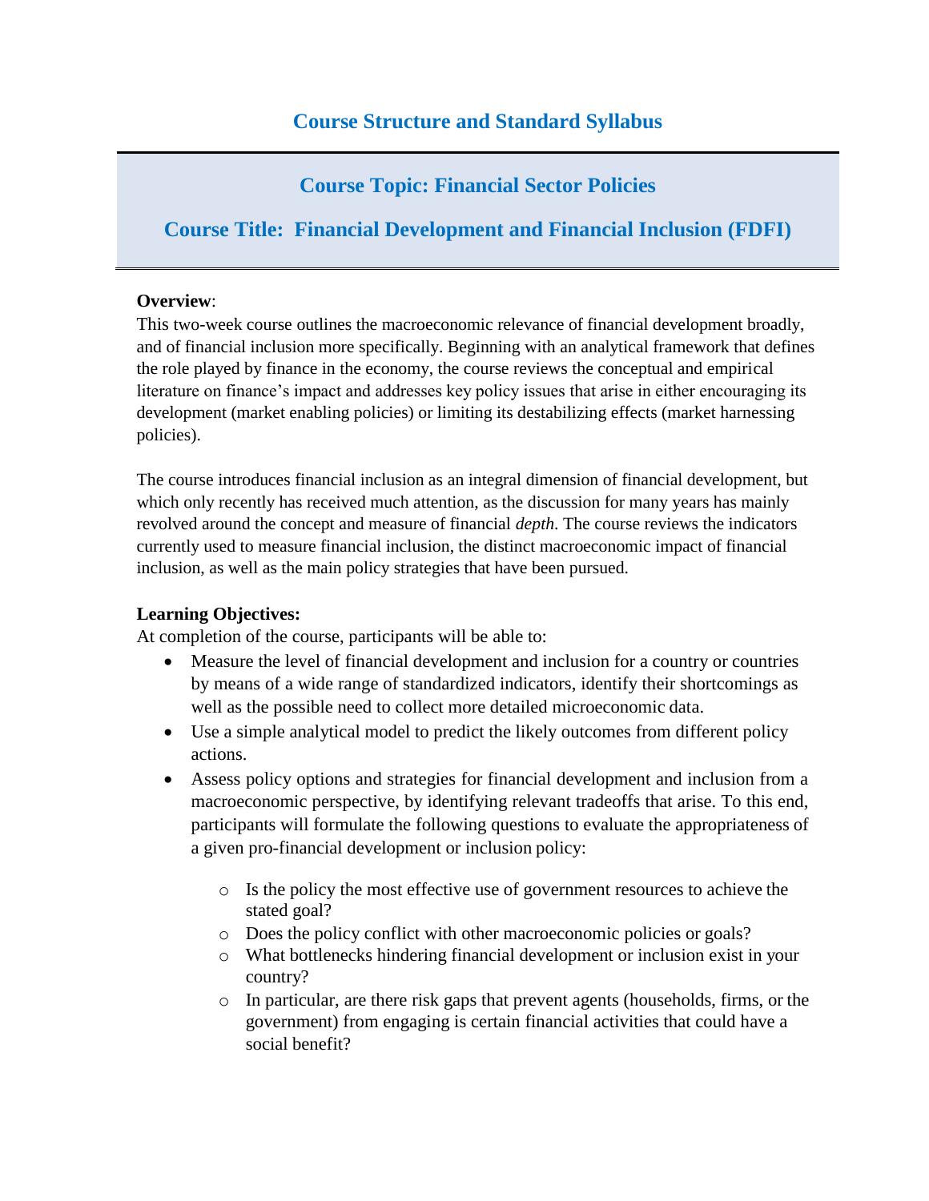# Course Structure and Standard Syllabus

## Course Topic: Financial Sector Policies

## Course Title: Financial Development and Financial Inclusion (FDFI)

**Overview**:

This two-week course outlines the macroeconomic relevance of financial development broadly, and of financial inclusion more specifically. Beginning with an analytical framework that defines the role played by finance in the economy, the course reviews the conceptual and empirical literature on finance's impact and addresses key policy issues that arise in either encouraging its development (market enabling policies) or limiting its destabilizing effects (market harnessing policies).

The course introduces financial inclusion as an integral dimension of financial development, but which only recently has received much attention, as the discussion for many years has mainly revolved around the concept and measure of financial *depth*. The course reviews the indicators currently used to measure financial inclusion, the distinct macroeconomic impact of financial inclusion, as well as the main policy strategies that have been pursued.

**Learning Objectives:**

At completion of the course, participants will be able to:

- Measure the level of financial development and inclusion for a country or countries by means of a wide range of standardized indicators, identify their shortcomings as well as the possible need to collect more detailed microeconomic data.
- Use a simple analytical model to predict the likely outcomes from different policy actions.
- Assess policy options and strategies for financial development and inclusion from a macroeconomic perspective, by identifying relevant tradeoffs that arise. To this end, participants will formulate the following questions to evaluate the appropriateness of a given pro-financial development or inclusion policy:
    - Is the policy the most effective use of government resources to achieve the stated goal?
    - Does the policy conflict with other macroeconomic policies or goals?
    - What bottlenecks hindering financial development or inclusion exist in your country?
    - In particular, are there risk gaps that prevent agents (households, firms, or the government) from engaging is certain financial activities that could have a social benefit?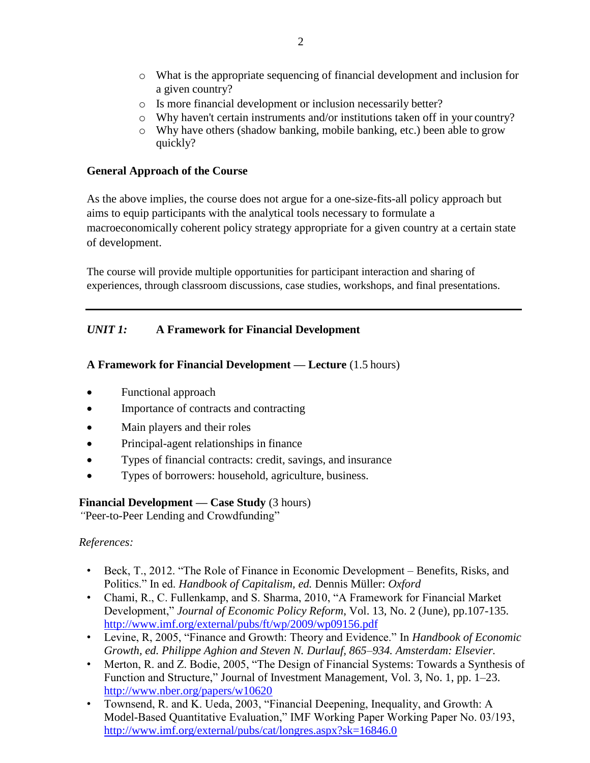- What is the appropriate sequencing of financial development and inclusion for a given country?
- Is more financial development or inclusion necessarily better?
- Why haven't certain instruments and/or institutions taken off in your country?
- Why have others (shadow banking, mobile banking, etc.) been able to grow quickly?

**General Approach of the Course**

As the above implies, the course does not argue for a one-size-fits-all policy approach but aims to equip participants with the analytical tools necessary to formulate a macroeconomically coherent policy strategy appropriate for a given country at a certain state of development.

The course will provide multiple opportunities for participant interaction and sharing of experiences, through classroom discussions, case studies, workshops, and final presentations.

---

## *UNIT 1:* A Framework for Financial Development

**A Framework for Financial Development — Lecture** (1.5 hours)

- Functional approach
- Importance of contracts and contracting
- Main players and their roles
- Principal-agent relationships in finance
- Types of financial contracts: credit, savings, and insurance
- Types of borrowers: household, agriculture, business.

**Financial Development — Case Study** (3 hours)
*"*Peer-to-Peer Lending and Crowdfunding"

*References:*

- Beck, T., 2012. "The Role of Finance in Economic Development – Benefits, Risks, and Politics." In ed. *Handbook of Capitalism, ed.* Dennis Müller: *Oxford*
- Chami, R., C. Fullenkamp, and S. Sharma, 2010, "A Framework for Financial Market Development," *Journal of Economic Policy Reform*, Vol. 13, No. 2 (June), pp.107-135. http://www.imf.org/external/pubs/ft/wp/2009/wp09156.pdf
- Levine, R, 2005, "Finance and Growth: Theory and Evidence." In *Handbook of Economic Growth, ed. Philippe Aghion and Steven N. Durlauf, 865–934. Amsterdam: Elsevier.*
- Merton, R. and Z. Bodie, 2005, "The Design of Financial Systems: Towards a Synthesis of Function and Structure," Journal of Investment Management, Vol. 3, No. 1, pp. 1–23. http://www.nber.org/papers/w10620
- Townsend, R. and K. Ueda, 2003, "Financial Deepening, Inequality, and Growth: A Model-Based Quantitative Evaluation," IMF Working Paper Working Paper No. 03/193, http://www.imf.org/external/pubs/cat/longres.aspx?sk=16846.0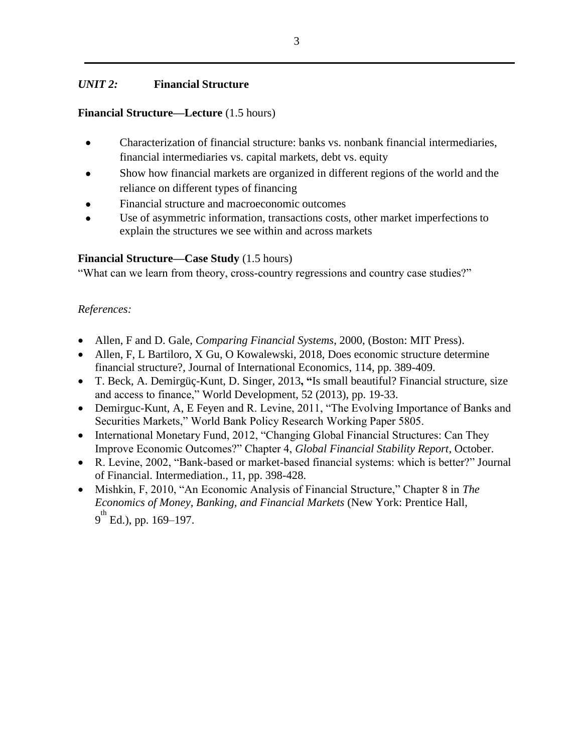## *UNIT 2:* Financial Structure

**Financial Structure—Lecture** (1.5 hours)

- Characterization of financial structure: banks vs. nonbank financial intermediaries, financial intermediaries vs. capital markets, debt vs. equity
- Show how financial markets are organized in different regions of the world and the reliance on different types of financing
- Financial structure and macroeconomic outcomes
- Use of asymmetric information, transactions costs, other market imperfections to explain the structures we see within and across markets

**Financial Structure—Case Study** (1.5 hours)

"What can we learn from theory, cross-country regressions and country case studies?"

*References:*

- Allen, F and D. Gale, *Comparing Financial Systems*, 2000, (Boston: MIT Press).
- Allen, F, L Bartiloro, X Gu, O Kowalewski, 2018, Does economic structure determine financial structure?, Journal of International Economics, 114, pp. 389-409.
- T. Beck, A. Demirgüç-Kunt, D. Singer, 2013**, "**Is small beautiful? Financial structure, size and access to finance," World Development, 52 (2013), pp. 19-33.
- Demirguc-Kunt, A, E Feyen and R. Levine, 2011, "The Evolving Importance of Banks and Securities Markets," World Bank Policy Research Working Paper 5805.
- International Monetary Fund, 2012, "Changing Global Financial Structures: Can They Improve Economic Outcomes?" Chapter 4, *Global Financial Stability Report*, October.
- R. Levine, 2002, "Bank-based or market-based financial systems: which is better?" Journal of Financial. Intermediation., 11, pp. 398-428.
- Mishkin, F, 2010, "An Economic Analysis of Financial Structure," Chapter 8 in *The Economics of Money, Banking, and Financial Markets* (New York: Prentice Hall, 9th Ed.), pp. 169–197.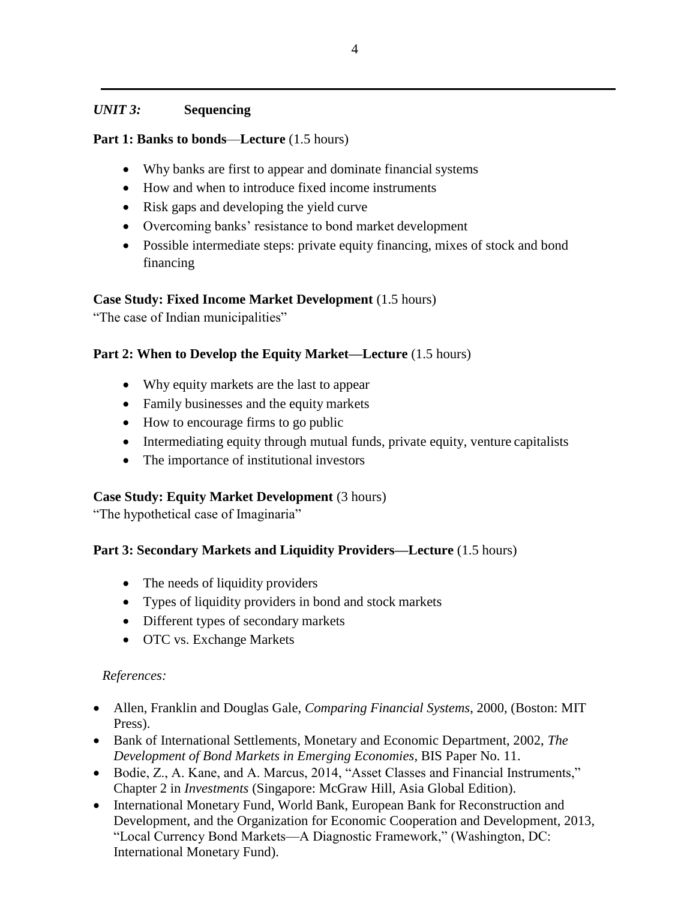## *UNIT 3:* Sequencing

**Part 1: Banks to bonds—Lecture** (1.5 hours)

- Why banks are first to appear and dominate financial systems
- How and when to introduce fixed income instruments
- Risk gaps and developing the yield curve
- Overcoming banks' resistance to bond market development
- Possible intermediate steps: private equity financing, mixes of stock and bond financing

**Case Study: Fixed Income Market Development** (1.5 hours)
"The case of Indian municipalities"

**Part 2: When to Develop the Equity Market—Lecture** (1.5 hours)

- Why equity markets are the last to appear
- Family businesses and the equity markets
- How to encourage firms to go public
- Intermediating equity through mutual funds, private equity, venture capitalists
- The importance of institutional investors

**Case Study: Equity Market Development** (3 hours)
"The hypothetical case of Imaginaria"

**Part 3: Secondary Markets and Liquidity Providers—Lecture** (1.5 hours)

- The needs of liquidity providers
- Types of liquidity providers in bond and stock markets
- Different types of secondary markets
- OTC vs. Exchange Markets

*References:*

- Allen, Franklin and Douglas Gale, *Comparing Financial Systems*, 2000, (Boston: MIT Press).
- Bank of International Settlements, Monetary and Economic Department, 2002, *The Development of Bond Markets in Emerging Economies*, BIS Paper No. 11.
- Bodie, Z., A. Kane, and A. Marcus, 2014, "Asset Classes and Financial Instruments," Chapter 2 in *Investments* (Singapore: McGraw Hill, Asia Global Edition).
- International Monetary Fund, World Bank, European Bank for Reconstruction and Development, and the Organization for Economic Cooperation and Development, 2013, "Local Currency Bond Markets—A Diagnostic Framework," (Washington, DC: International Monetary Fund).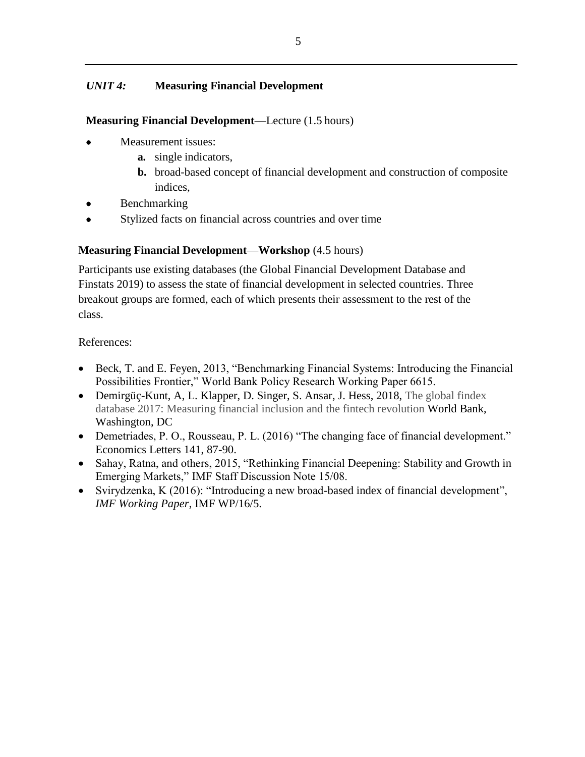## *UNIT 4:* **Measuring Financial Development**

**Measuring Financial Development**—Lecture (1.5 hours)

- Measurement issues:
  - **a.** single indicators,
  - **b.** broad-based concept of financial development and construction of composite indices,
- Benchmarking
- Stylized facts on financial across countries and over time

**Measuring Financial Development**—**Workshop** (4.5 hours)

Participants use existing databases (the Global Financial Development Database and Finstats 2019) to assess the state of financial development in selected countries. Three breakout groups are formed, each of which presents their assessment to the rest of the class.

References:

- Beck, T. and E. Feyen, 2013, "Benchmarking Financial Systems: Introducing the Financial Possibilities Frontier," World Bank Policy Research Working Paper 6615.
- Demirgüç-Kunt, A, L. Klapper, D. Singer, S. Ansar, J. Hess, 2018, The global findex database 2017: Measuring financial inclusion and the fintech revolution World Bank, Washington, DC
- Demetriades, P. O., Rousseau, P. L. (2016) "The changing face of financial development." Economics Letters 141, 87-90.
- Sahay, Ratna, and others, 2015, "Rethinking Financial Deepening: Stability and Growth in Emerging Markets," IMF Staff Discussion Note 15/08.
- Svirydzenka, K (2016): "Introducing a new broad-based index of financial development", *IMF Working Paper*, IMF WP/16/5.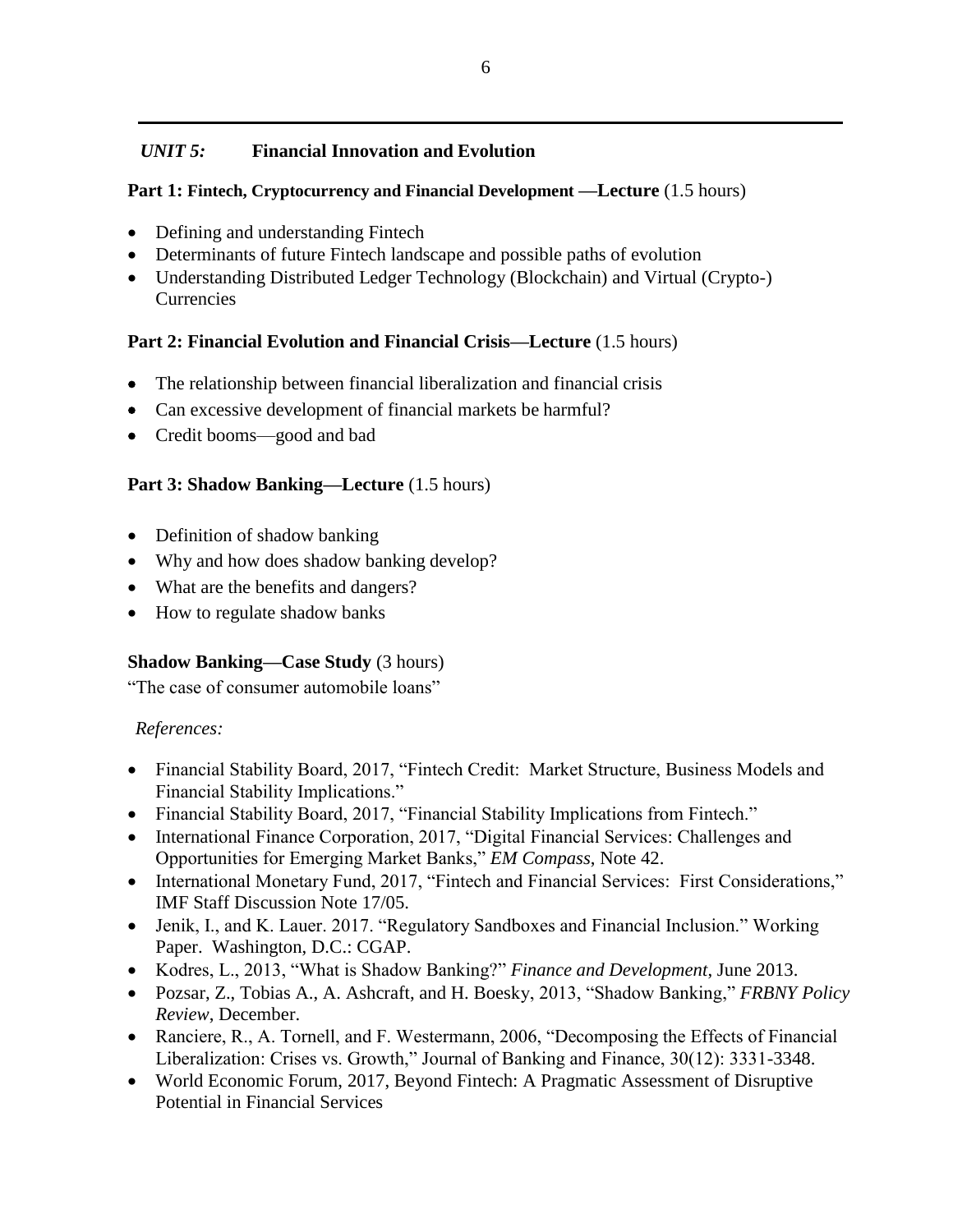## *UNIT 5:* Financial Innovation and Evolution

**Part 1: Fintech, Cryptocurrency and Financial Development —Lecture** (1.5 hours)

- Defining and understanding Fintech
- Determinants of future Fintech landscape and possible paths of evolution
- Understanding Distributed Ledger Technology (Blockchain) and Virtual (Crypto-) Currencies

**Part 2: Financial Evolution and Financial Crisis—Lecture** (1.5 hours)

- The relationship between financial liberalization and financial crisis
- Can excessive development of financial markets be harmful?
- Credit booms—good and bad

**Part 3: Shadow Banking—Lecture** (1.5 hours)

- Definition of shadow banking
- Why and how does shadow banking develop?
- What are the benefits and dangers?
- How to regulate shadow banks

**Shadow Banking—Case Study** (3 hours)

"The case of consumer automobile loans"

*References:*

- Financial Stability Board, 2017, "Fintech Credit: Market Structure, Business Models and Financial Stability Implications."
- Financial Stability Board, 2017, "Financial Stability Implications from Fintech."
- International Finance Corporation, 2017, "Digital Financial Services: Challenges and Opportunities for Emerging Market Banks," *EM Compass*, Note 42.
- International Monetary Fund, 2017, "Fintech and Financial Services: First Considerations," IMF Staff Discussion Note 17/05.
- Jenik, I., and K. Lauer. 2017. "Regulatory Sandboxes and Financial Inclusion." Working Paper. Washington, D.C.: CGAP.
- Kodres, L., 2013, "What is Shadow Banking?" *Finance and Development*, June 2013.
- Pozsar, Z., Tobias A., A. Ashcraft, and H. Boesky, 2013, "Shadow Banking," *FRBNY Policy Review*, December.
- Ranciere, R., A. Tornell, and F. Westermann, 2006, "Decomposing the Effects of Financial Liberalization: Crises vs. Growth," Journal of Banking and Finance, 30(12): 3331-3348.
- World Economic Forum, 2017, Beyond Fintech: A Pragmatic Assessment of Disruptive Potential in Financial Services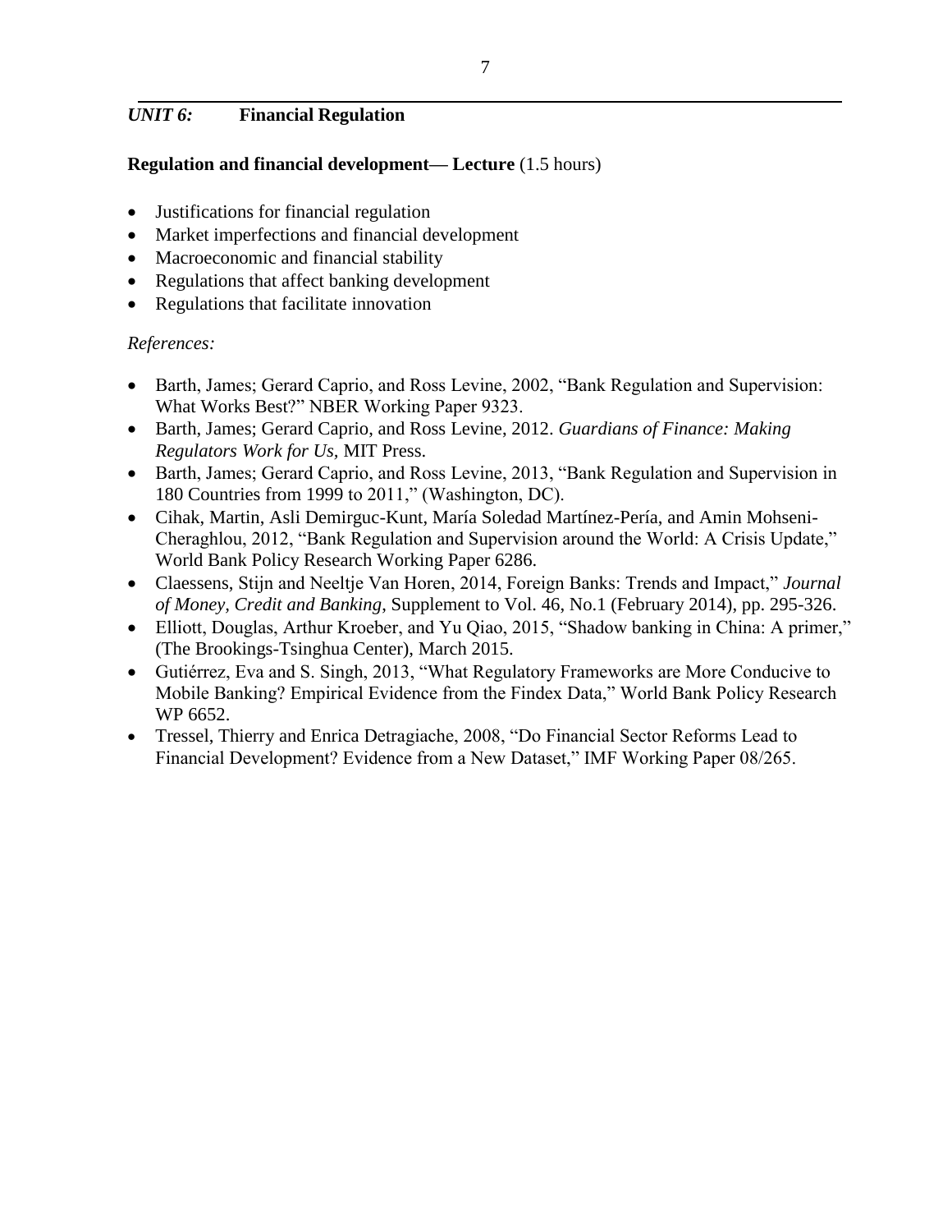## *UNIT 6:* Financial Regulation

**Regulation and financial development— Lecture** (1.5 hours)

- Justifications for financial regulation
- Market imperfections and financial development
- Macroeconomic and financial stability
- Regulations that affect banking development
- Regulations that facilitate innovation

*References:*

- Barth, James; Gerard Caprio, and Ross Levine, 2002, "Bank Regulation and Supervision: What Works Best?" NBER Working Paper 9323.
- Barth, James; Gerard Caprio, and Ross Levine, 2012. *Guardians of Finance: Making Regulators Work for Us,* MIT Press.
- Barth, James; Gerard Caprio, and Ross Levine, 2013, "Bank Regulation and Supervision in 180 Countries from 1999 to 2011," (Washington, DC).
- Cihak, Martin, Asli Demirguc-Kunt, María Soledad Martínez-Pería, and Amin Mohseni-Cheraghlou, 2012, "Bank Regulation and Supervision around the World: A Crisis Update," World Bank Policy Research Working Paper 6286.
- Claessens, Stijn and Neeltje Van Horen, 2014, Foreign Banks: Trends and Impact," *Journal of Money, Credit and Banking,* Supplement to Vol. 46, No.1 (February 2014), pp. 295-326.
- Elliott, Douglas, Arthur Kroeber, and Yu Qiao, 2015, "Shadow banking in China: A primer," (The Brookings-Tsinghua Center), March 2015.
- Gutiérrez, Eva and S. Singh, 2013, "What Regulatory Frameworks are More Conducive to Mobile Banking? Empirical Evidence from the Findex Data," World Bank Policy Research WP 6652.
- Tressel, Thierry and Enrica Detragiache, 2008, "Do Financial Sector Reforms Lead to Financial Development? Evidence from a New Dataset," IMF Working Paper 08/265.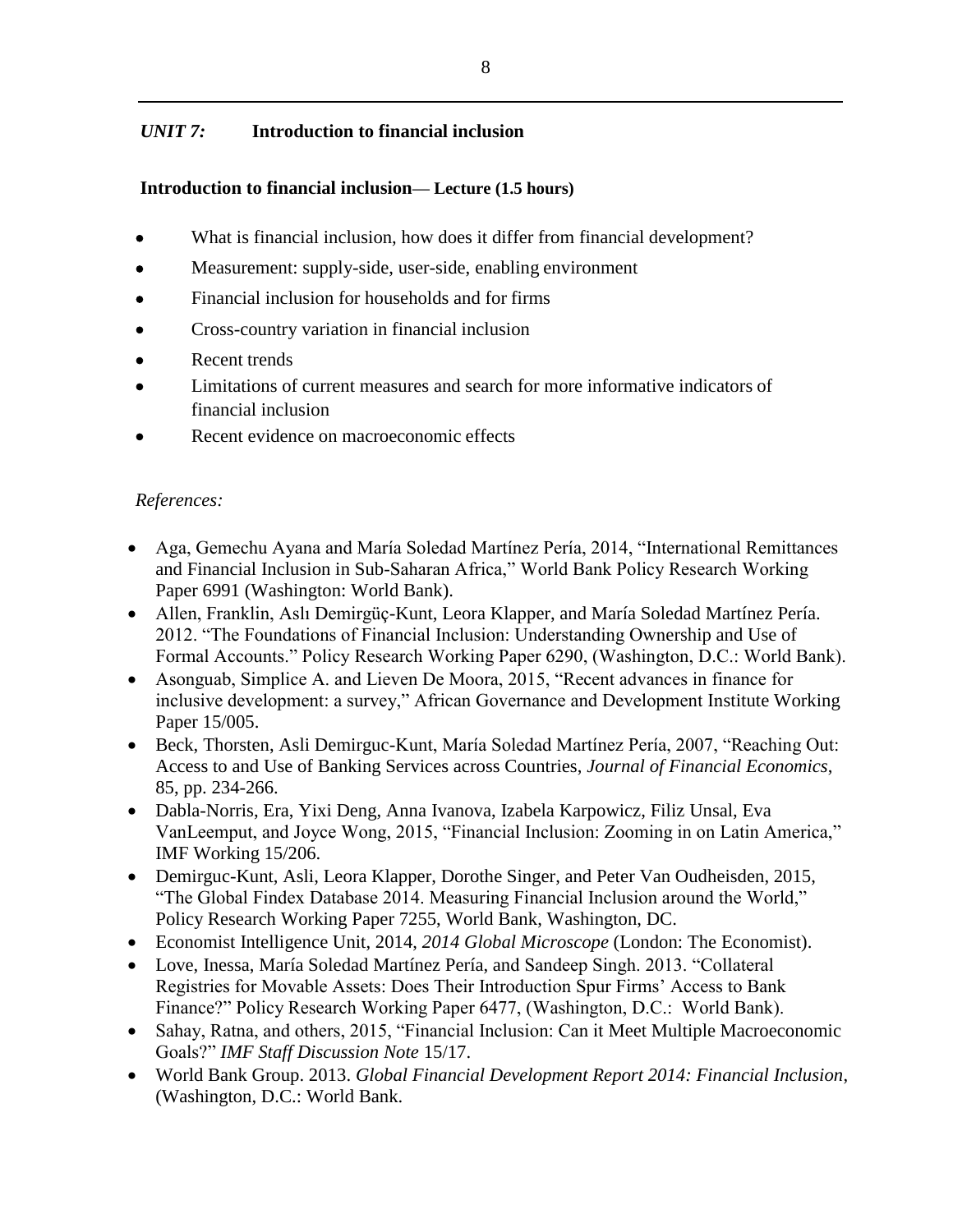## *UNIT 7:* Introduction to financial inclusion

### Introduction to financial inclusion— Lecture (1.5 hours)

- What is financial inclusion, how does it differ from financial development?
- Measurement: supply-side, user-side, enabling environment
- Financial inclusion for households and for firms
- Cross-country variation in financial inclusion
- Recent trends
- Limitations of current measures and search for more informative indicators of financial inclusion
- Recent evidence on macroeconomic effects

*References:*

- Aga, Gemechu Ayana and María Soledad Martínez Pería, 2014, "International Remittances and Financial Inclusion in Sub-Saharan Africa," World Bank Policy Research Working Paper 6991 (Washington: World Bank).
- Allen, Franklin, Aslı Demirgüç-Kunt, Leora Klapper, and María Soledad Martínez Pería. 2012. "The Foundations of Financial Inclusion: Understanding Ownership and Use of Formal Accounts." Policy Research Working Paper 6290, (Washington, D.C.: World Bank).
- Asonguab, Simplice A. and Lieven De Moora, 2015, "Recent advances in finance for inclusive development: a survey," African Governance and Development Institute Working Paper 15/005.
- Beck, Thorsten, Asli Demirguc-Kunt, María Soledad Martínez Pería, 2007, "Reaching Out: Access to and Use of Banking Services across Countries, *Journal of Financial Economics*, 85, pp. 234-266.
- Dabla-Norris, Era, Yixi Deng, Anna Ivanova, Izabela Karpowicz, Filiz Unsal, Eva VanLeemput, and Joyce Wong, 2015, "Financial Inclusion: Zooming in on Latin America," IMF Working 15/206.
- Demirguc-Kunt, Asli, Leora Klapper, Dorothe Singer, and Peter Van Oudheisden, 2015, "The Global Findex Database 2014. Measuring Financial Inclusion around the World," Policy Research Working Paper 7255, World Bank, Washington, DC.
- Economist Intelligence Unit, 2014, *2014 Global Microscope* (London: The Economist).
- Love, Inessa, María Soledad Martínez Pería, and Sandeep Singh. 2013. "Collateral Registries for Movable Assets: Does Their Introduction Spur Firms' Access to Bank Finance?" Policy Research Working Paper 6477, (Washington, D.C.: World Bank).
- Sahay, Ratna, and others, 2015, "Financial Inclusion: Can it Meet Multiple Macroeconomic Goals?" *IMF Staff Discussion Note* 15/17.
- World Bank Group. 2013. *Global Financial Development Report 2014: Financial Inclusion*, (Washington, D.C.: World Bank.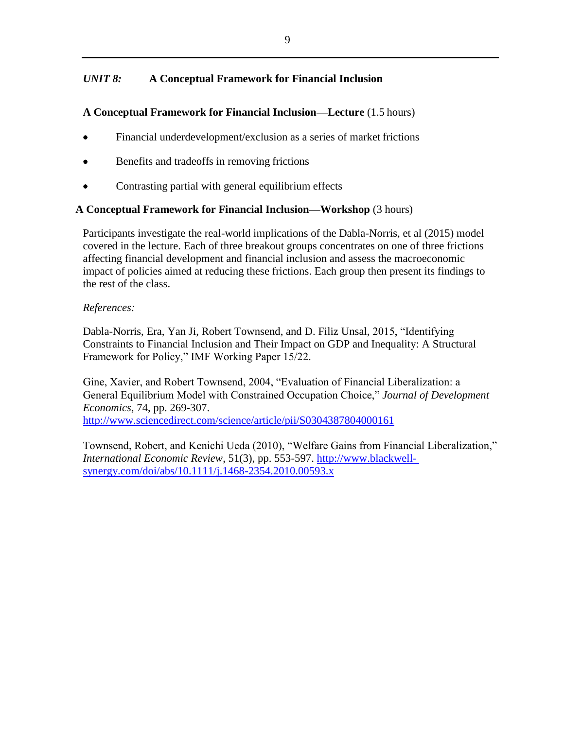## *UNIT 8:* A Conceptual Framework for Financial Inclusion

**A Conceptual Framework for Financial Inclusion—Lecture** (1.5 hours)

- Financial underdevelopment/exclusion as a series of market frictions
- Benefits and tradeoffs in removing frictions
- Contrasting partial with general equilibrium effects

**A Conceptual Framework for Financial Inclusion—Workshop** (3 hours)

Participants investigate the real-world implications of the Dabla-Norris, et al (2015) model covered in the lecture. Each of three breakout groups concentrates on one of three frictions affecting financial development and financial inclusion and assess the macroeconomic impact of policies aimed at reducing these frictions. Each group then present its findings to the rest of the class.

*References:*

Dabla-Norris, Era, Yan Ji, Robert Townsend, and D. Filiz Unsal, 2015, "Identifying Constraints to Financial Inclusion and Their Impact on GDP and Inequality: A Structural Framework for Policy," IMF Working Paper 15/22.

Gine, Xavier, and Robert Townsend, 2004, "Evaluation of Financial Liberalization: a General Equilibrium Model with Constrained Occupation Choice," *Journal of Development Economics*, 74, pp. 269-307. http://www.sciencedirect.com/science/article/pii/S0304387804000161

Townsend, Robert, and Kenichi Ueda (2010), "Welfare Gains from Financial Liberalization," *International Economic Review*, 51(3), pp. 553-597. http://www.blackwell-synergy.com/doi/abs/10.1111/j.1468-2354.2010.00593.x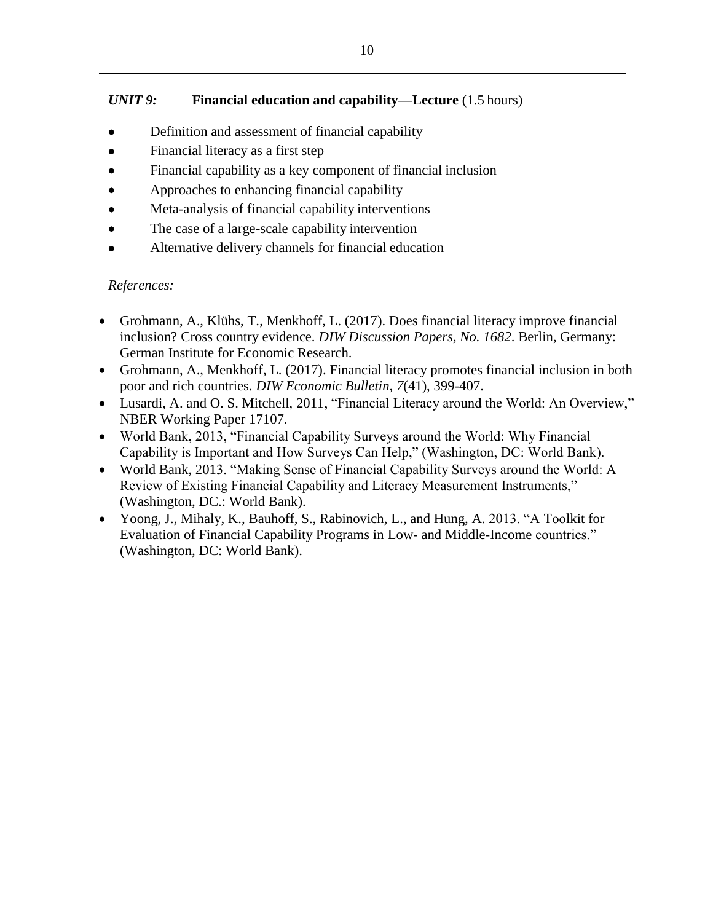## *UNIT 9:* **Financial education and capability—Lecture** (1.5 hours)

- Definition and assessment of financial capability
- Financial literacy as a first step
- Financial capability as a key component of financial inclusion
- Approaches to enhancing financial capability
- Meta-analysis of financial capability interventions
- The case of a large-scale capability intervention
- Alternative delivery channels for financial education

*References:*

- Grohmann, A., Klühs, T., Menkhoff, L. (2017). Does financial literacy improve financial inclusion? Cross country evidence. *DIW Discussion Papers, No. 1682*. Berlin, Germany: German Institute for Economic Research.
- Grohmann, A., Menkhoff, L. (2017). Financial literacy promotes financial inclusion in both poor and rich countries. *DIW Economic Bulletin, 7*(41), 399-407.
- Lusardi, A. and O. S. Mitchell, 2011, "Financial Literacy around the World: An Overview," NBER Working Paper 17107.
- World Bank, 2013, "Financial Capability Surveys around the World: Why Financial Capability is Important and How Surveys Can Help," (Washington, DC: World Bank).
- World Bank, 2013. "Making Sense of Financial Capability Surveys around the World: A Review of Existing Financial Capability and Literacy Measurement Instruments," (Washington, DC.: World Bank).
- Yoong, J., Mihaly, K., Bauhoff, S., Rabinovich, L., and Hung, A. 2013. "A Toolkit for Evaluation of Financial Capability Programs in Low- and Middle-Income countries." (Washington, DC: World Bank).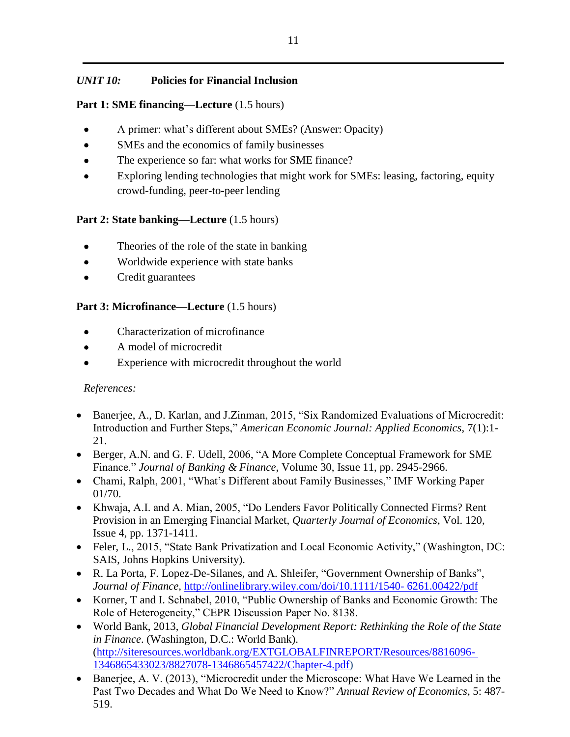## *UNIT 10:* Policies for Financial Inclusion

**Part 1: SME financing—Lecture** (1.5 hours)

- A primer: what's different about SMEs? (Answer: Opacity)
- SMEs and the economics of family businesses
- The experience so far: what works for SME finance?
- Exploring lending technologies that might work for SMEs: leasing, factoring, equity crowd-funding, peer-to-peer lending

**Part 2: State banking—Lecture** (1.5 hours)

- Theories of the role of the state in banking
- Worldwide experience with state banks
- Credit guarantees

**Part 3: Microfinance—Lecture** (1.5 hours)

- Characterization of microfinance
- A model of microcredit
- Experience with microcredit throughout the world

*References:*

- Banerjee, A., D. Karlan, and J.Zinman, 2015, "Six Randomized Evaluations of Microcredit: Introduction and Further Steps," *American Economic Journal: Applied Economics*, 7(1):1-21.
- Berger, A.N. and G. F. Udell, 2006, "A More Complete Conceptual Framework for SME Finance." *Journal of Banking & Finance*, Volume 30, Issue 11, pp. 2945-2966.
- Chami, Ralph, 2001, "What's Different about Family Businesses," IMF Working Paper 01/70.
- Khwaja, A.I. and A. Mian, 2005, "Do Lenders Favor Politically Connected Firms? Rent Provision in an Emerging Financial Market, *Quarterly Journal of Economics*, Vol. 120, Issue 4, pp. 1371-1411.
- Feler, L., 2015, "State Bank Privatization and Local Economic Activity," (Washington, DC: SAIS, Johns Hopkins University).
- R. La Porta, F. Lopez-De-Silanes, and A. Shleifer, "Government Ownership of Banks", *Journal of Finance*, http://onlinelibrary.wiley.com/doi/10.1111/1540- 6261.00422/pdf
- Korner, T and I. Schnabel, 2010, "Public Ownership of Banks and Economic Growth: The Role of Heterogeneity," CEPR Discussion Paper No. 8138.
- World Bank, 2013, *Global Financial Development Report: Rethinking the Role of the State in Finance*. (Washington, D.C.: World Bank). (http://siteresources.worldbank.org/EXTGLOBALFINREPORT/Resources/8816096-1346865433023/8827078-1346865457422/Chapter-4.pdf)
- Banerjee, A. V. (2013), "Microcredit under the Microscope: What Have We Learned in the Past Two Decades and What Do We Need to Know?" *Annual Review of Economics*, 5: 487-519.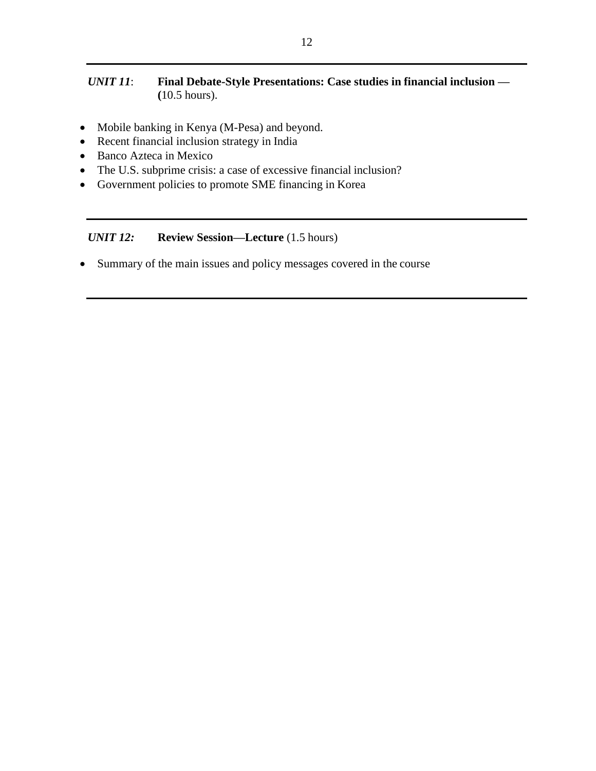---

***UNIT 11***: **Final Debate-Style Presentations: Case studies in financial inclusion — (**10.5 hours).

- Mobile banking in Kenya (M-Pesa) and beyond.
- Recent financial inclusion strategy in India
- Banco Azteca in Mexico
- The U.S. subprime crisis: a case of excessive financial inclusion?
- Government policies to promote SME financing in Korea

---

***UNIT 12:*** **Review Session—Lecture** (1.5 hours)

- Summary of the main issues and policy messages covered in the course

---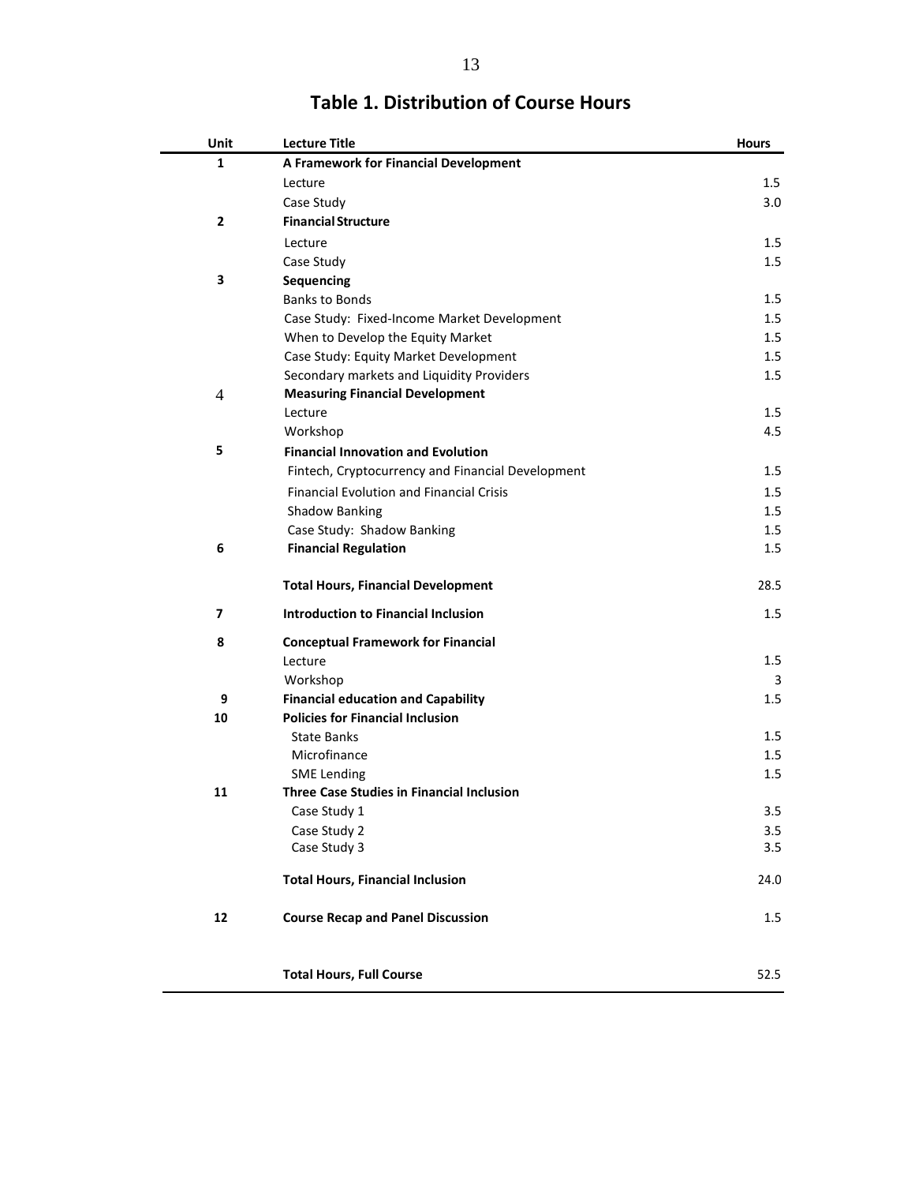# Table 1. Distribution of Course Hours

| Unit | Lecture Title | Hours |
|---|---|---|
| 1 | **A Framework for Financial Development** | |
| | Lecture | 1.5 |
| | Case Study | 3.0 |
| 2 | **Financial Structure** | |
| | Lecture | 1.5 |
| | Case Study | 1.5 |
| 3 | **Sequencing** | |
| | Banks to Bonds | 1.5 |
| | Case Study: Fixed-Income Market Development | 1.5 |
| | When to Develop the Equity Market | 1.5 |
| | Case Study: Equity Market Development | 1.5 |
| | Secondary markets and Liquidity Providers | 1.5 |
| 4 | **Measuring Financial Development** | |
| | Lecture | 1.5 |
| | Workshop | 4.5 |
| 5 | **Financial Innovation and Evolution** | |
| | Fintech, Cryptocurrency and Financial Development | 1.5 |
| | Financial Evolution and Financial Crisis | 1.5 |
| | Shadow Banking | 1.5 |
| | Case Study: Shadow Banking | 1.5 |
| 6 | **Financial Regulation** | 1.5 |
| | **Total Hours, Financial Development** | 28.5 |
| 7 | **Introduction to Financial Inclusion** | 1.5 |
| 8 | **Conceptual Framework for Financial** | |
| | Lecture | 1.5 |
| | Workshop | 3 |
| 9 | **Financial education and Capability** | 1.5 |
| 10 | **Policies for Financial Inclusion** | |
| | State Banks | 1.5 |
| | Microfinance | 1.5 |
| | SME Lending | 1.5 |
| 11 | **Three Case Studies in Financial Inclusion** | |
| | Case Study 1 | 3.5 |
| | Case Study 2 | 3.5 |
| | Case Study 3 | 3.5 |
| | **Total Hours, Financial Inclusion** | 24.0 |
| 12 | **Course Recap and Panel Discussion** | 1.5 |
| | **Total Hours, Full Course** | 52.5 |